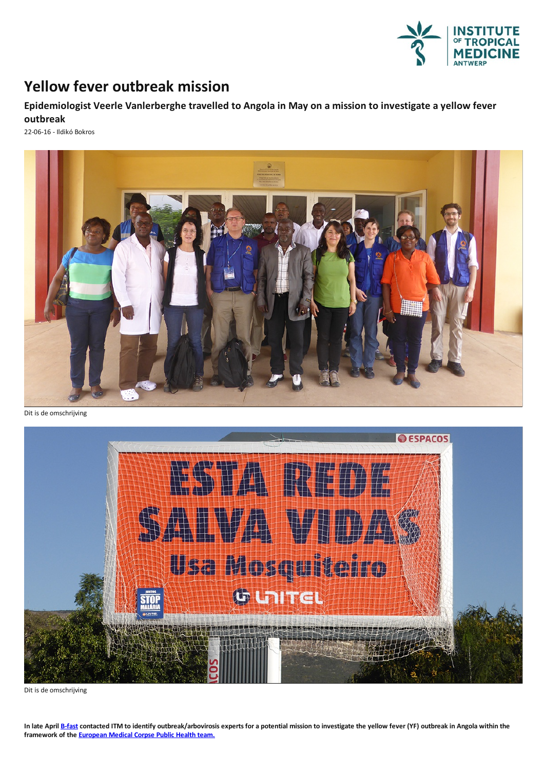# Yellow fever outbreak mission

## Epidemiologist Veerle Vanlerberghe travelled to Angola in May on a mission to investigate a yellow fever outbreak

22-06-16 - Ildikó Bokros

Dit is de omschrijving

Dit is de omschrijving

**In late April B-fast contacted ITM to identify outbreak/arbovirosis experts for a potential mission to investigate the yellow fever (YF) outbreak in Angola within the framework of the European Medical Corpse Public Health team.**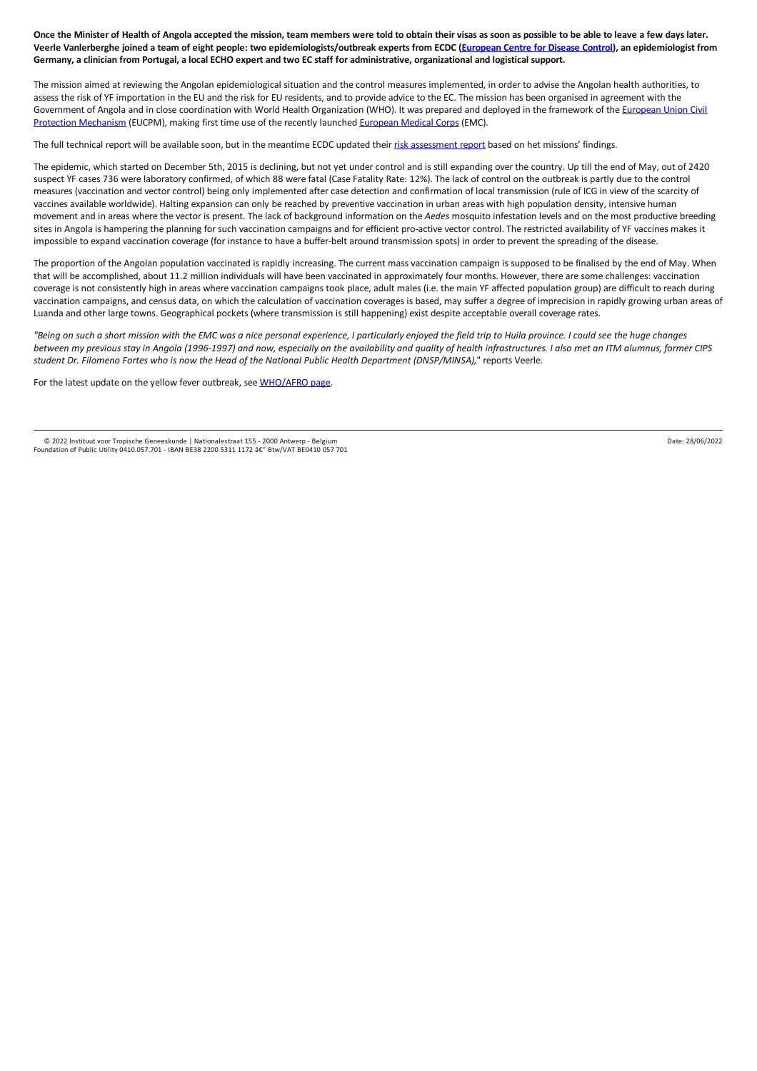**Once the Minister of Health of Angola accepted the mission, team members were told to obtain their visas as soon as possible to be able to leave a few days later. Veerle Vanlerberghe joined a team of eight people: two epidemiologists/outbreak experts from ECDC (European Centre for Disease Control), an epidemiologist from Germany, a clinician from Portugal, a local ECHO expert and two EC staff for administrative, organizational and logistical support.**

The mission aimed at reviewing the Angolan epidemiological situation and the control measures implemented, in order to advise the Angolan health authorities, to assess the risk of YF importation in the EU and the risk for EU residents, and to provide advice to the EC. The mission has been organised in agreement with the Government of Angola and in close coordination with World Health Organization (WHO). It was prepared and deployed in the framework of the European Union Civil Protection Mechanism (EUCPM), making first time use of the recently launched European Medical Corps (EMC).

The full technical report will be available soon, but in the meantime ECDC updated their risk assessment report based on het missions' findings.

The epidemic, which started on December 5th, 2015 is declining, but not yet under control and is still expanding over the country. Up till the end of May, out of 2420 suspect YF cases 736 were laboratory confirmed, of which 88 were fatal (Case Fatality Rate: 12%). The lack of control on the outbreak is partly due to the control measures (vaccination and vector control) being only implemented after case detection and confirmation of local transmission (rule of ICG in view of the scarcity of vaccines available worldwide). Halting expansion can only be reached by preventive vaccination in urban areas with high population density, intensive human movement and in areas where the vector is present. The lack of background information on the *Aedes* mosquito infestation levels and on the most productive breeding sites in Angola is hampering the planning for such vaccination campaigns and for efficient pro-active vector control. The restricted availability of YF vaccines makes it impossible to expand vaccination coverage (for instance to have a buffer-belt around transmission spots) in order to prevent the spreading of the disease.

The proportion of the Angolan population vaccinated is rapidly increasing. The current mass vaccination campaign is supposed to be finalised by the end of May. When that will be accomplished, about 11.2 million individuals will have been vaccinated in approximately four months. However, there are some challenges: vaccination coverage is not consistently high in areas where vaccination campaigns took place, adult males (i.e. the main YF affected population group) are difficult to reach during vaccination campaigns, and census data, on which the calculation of vaccination coverages is based, may suffer a degree of imprecision in rapidly growing urban areas of Luanda and other large towns. Geographical pockets (where transmission is still happening) exist despite acceptable overall coverage rates.

*"Being on such a short mission with the EMC was a nice personal experience, I particularly enjoyed the field trip to Huila province. I could see the huge changes between my previous stay in Angola (1996-1997) and now, especially on the availability and quality of health infrastructures. I also met an ITM alumnus, former CIPS student Dr. Filomeno Fortes who is now the Head of the National Public Health Department (DNSP/MINSA),*" reports Veerle.

For the latest update on the yellow fever outbreak, see WHO/AFRO page.